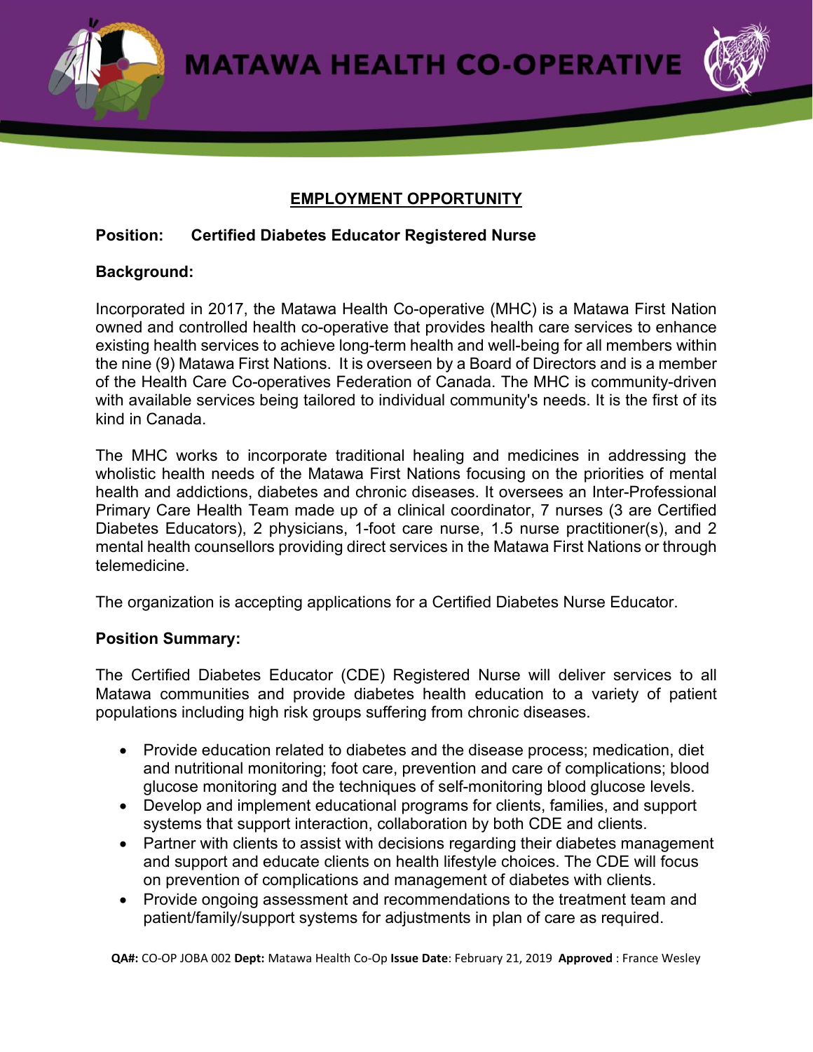# MATAWA HEALTH CO-OPERATIVE

## EMPLOYMENT OPPORTUNITY

**Position: Certified Diabetes Educator Registered Nurse**

**Background:**

Incorporated in 2017, the Matawa Health Co-operative (MHC) is a Matawa First Nation owned and controlled health co-operative that provides health care services to enhance existing health services to achieve long-term health and well-being for all members within the nine (9) Matawa First Nations. It is overseen by a Board of Directors and is a member of the Health Care Co-operatives Federation of Canada. The MHC is community-driven with available services being tailored to individual community's needs. It is the first of its kind in Canada.

The MHC works to incorporate traditional healing and medicines in addressing the wholistic health needs of the Matawa First Nations focusing on the priorities of mental health and addictions, diabetes and chronic diseases. It oversees an Inter-Professional Primary Care Health Team made up of a clinical coordinator, 7 nurses (3 are Certified Diabetes Educators), 2 physicians, 1-foot care nurse, 1.5 nurse practitioner(s), and 2 mental health counsellors providing direct services in the Matawa First Nations or through telemedicine.

The organization is accepting applications for a Certified Diabetes Nurse Educator.

**Position Summary:**

The Certified Diabetes Educator (CDE) Registered Nurse will deliver services to all Matawa communities and provide diabetes health education to a variety of patient populations including high risk groups suffering from chronic diseases.

- Provide education related to diabetes and the disease process; medication, diet and nutritional monitoring; foot care, prevention and care of complications; blood glucose monitoring and the techniques of self-monitoring blood glucose levels.
- Develop and implement educational programs for clients, families, and support systems that support interaction, collaboration by both CDE and clients.
- Partner with clients to assist with decisions regarding their diabetes management and support and educate clients on health lifestyle choices. The CDE will focus on prevention of complications and management of diabetes with clients.
- Provide ongoing assessment and recommendations to the treatment team and patient/family/support systems for adjustments in plan of care as required.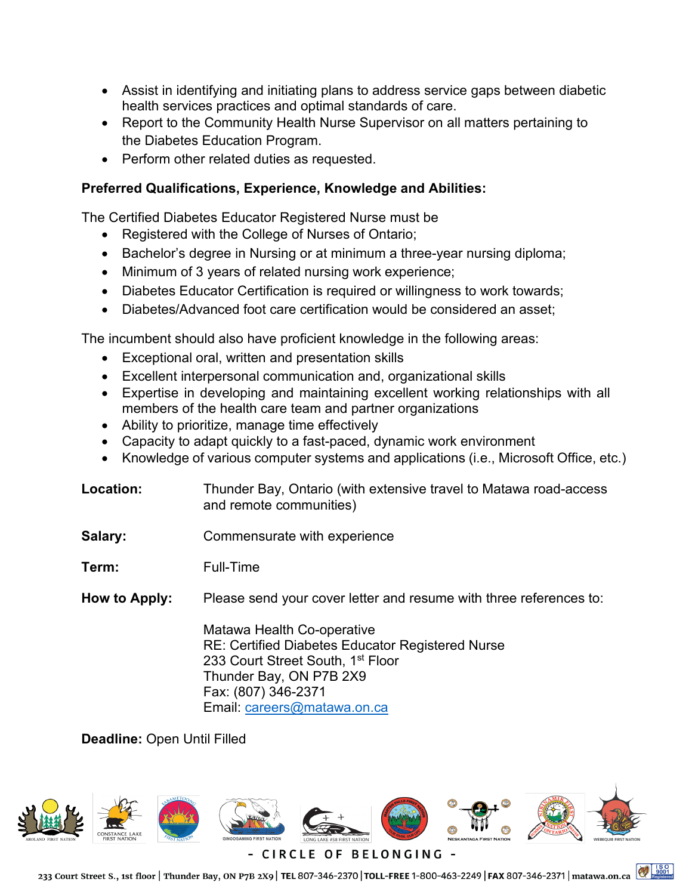- Assist in identifying and initiating plans to address service gaps between diabetic health services practices and optimal standards of care.
- Report to the Community Health Nurse Supervisor on all matters pertaining to the Diabetes Education Program.
- Perform other related duties as requested.

**Preferred Qualifications, Experience, Knowledge and Abilities:**

The Certified Diabetes Educator Registered Nurse must be

- Registered with the College of Nurses of Ontario;
- Bachelor's degree in Nursing or at minimum a three-year nursing diploma;
- Minimum of 3 years of related nursing work experience;
- Diabetes Educator Certification is required or willingness to work towards;
- Diabetes/Advanced foot care certification would be considered an asset;

The incumbent should also have proficient knowledge in the following areas:

- Exceptional oral, written and presentation skills
- Excellent interpersonal communication and, organizational skills
- Expertise in developing and maintaining excellent working relationships with all members of the health care team and partner organizations
- Ability to prioritize, manage time effectively
- Capacity to adapt quickly to a fast-paced, dynamic work environment
- Knowledge of various computer systems and applications (i.e., Microsoft Office, etc.)

**Location:** Thunder Bay, Ontario (with extensive travel to Matawa road-access and remote communities)

**Salary:** Commensurate with experience

**Term:** Full-Time

**How to Apply:** Please send your cover letter and resume with three references to:

Matawa Health Co-operative
RE: Certified Diabetes Educator Registered Nurse
233 Court Street South, 1st Floor
Thunder Bay, ON P7B 2X9
Fax: (807) 346-2371
Email: careers@matawa.on.ca

**Deadline:** Open Until Filled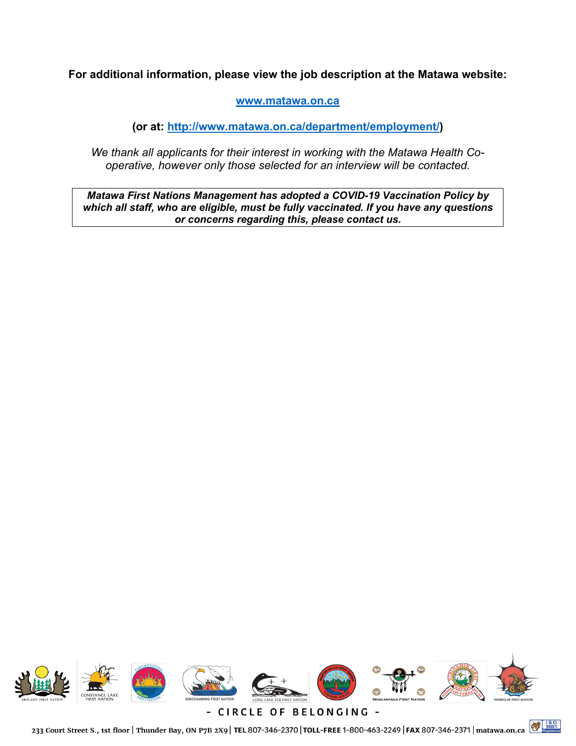**For additional information, please view the job description at the Matawa website:**

**[www.matawa.on.ca](http://www.matawa.on.ca)**

**(or at: [http://www.matawa.on.ca/department/employment/](http://www.matawa.on.ca/department/employment/))**

*We thank all applicants for their interest in working with the Matawa Health Co-operative, however only those selected for an interview will be contacted.*

***Matawa First Nations Management has adopted a COVID-19 Vaccination Policy by which all staff, who are eligible, must be fully vaccinated. If you have any questions or concerns regarding this, please contact us.***